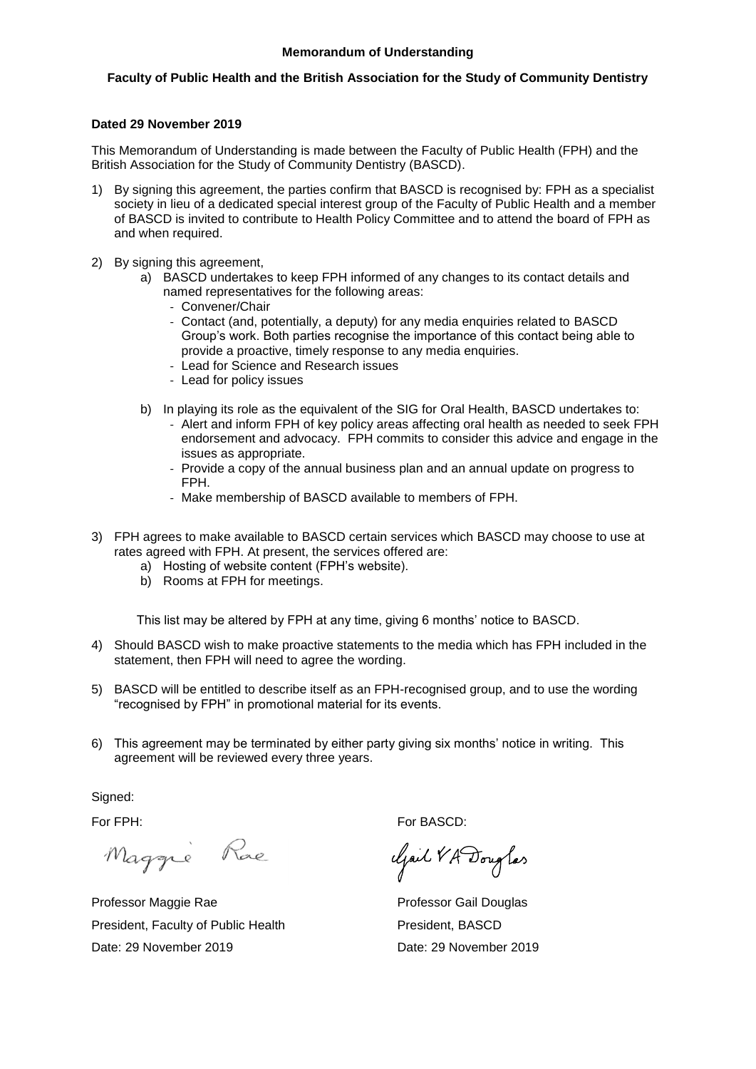**Memorandum of Understanding**

**Faculty of Public Health and the British Association for the Study of Community Dentistry**

**Dated 29 November 2019**

This Memorandum of Understanding is made between the Faculty of Public Health (FPH) and the British Association for the Study of Community Dentistry (BASCD).

1) By signing this agreement, the parties confirm that BASCD is recognised by: FPH as a specialist society in lieu of a dedicated special interest group of the Faculty of Public Health and a member of BASCD is invited to contribute to Health Policy Committee and to attend the board of FPH as and when required.

2) By signing this agreement,
   a) BASCD undertakes to keep FPH informed of any changes to its contact details and named representatives for the following areas:
      - Convener/Chair
      - Contact (and, potentially, a deputy) for any media enquiries related to BASCD Group's work. Both parties recognise the importance of this contact being able to provide a proactive, timely response to any media enquiries.
      - Lead for Science and Research issues
      - Lead for policy issues

   b) In playing its role as the equivalent of the SIG for Oral Health, BASCD undertakes to:
      - Alert and inform FPH of key policy areas affecting oral health as needed to seek FPH endorsement and advocacy. FPH commits to consider this advice and engage in the issues as appropriate.
      - Provide a copy of the annual business plan and an annual update on progress to FPH.
      - Make membership of BASCD available to members of FPH.

3) FPH agrees to make available to BASCD certain services which BASCD may choose to use at rates agreed with FPH. At present, the services offered are:
   a) Hosting of website content (FPH's website).
   b) Rooms at FPH for meetings.

   This list may be altered by FPH at any time, giving 6 months' notice to BASCD.

4) Should BASCD wish to make proactive statements to the media which has FPH included in the statement, then FPH will need to agree the wording.

5) BASCD will be entitled to describe itself as an FPH-recognised group, and to use the wording "recognised by FPH" in promotional material for its events.

6) This agreement may be terminated by either party giving six months' notice in writing. This agreement will be reviewed every three years.

Signed:

For FPH:

Maggie Rae

Professor Maggie Rae
President, Faculty of Public Health
Date: 29 November 2019

For BASCD:

Gail V A Douglas

Professor Gail Douglas
President, BASCD
Date: 29 November 2019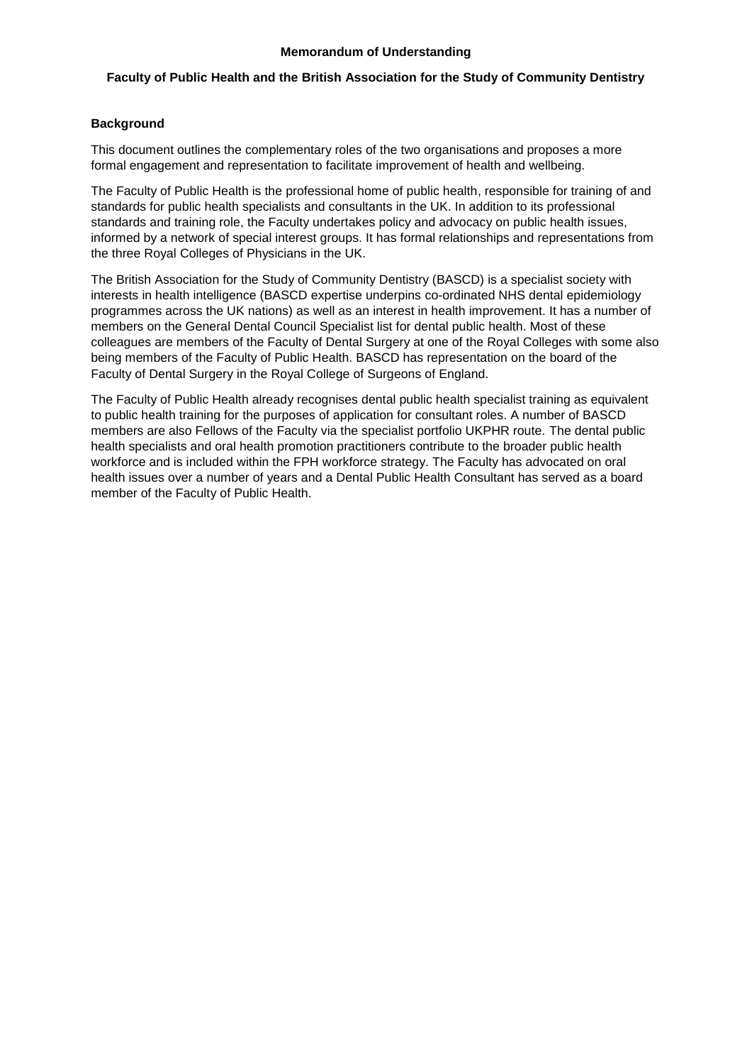**Memorandum of Understanding**

**Faculty of Public Health and the British Association for the Study of Community Dentistry**

**Background**

This document outlines the complementary roles of the two organisations and proposes a more formal engagement and representation to facilitate improvement of health and wellbeing.

The Faculty of Public Health is the professional home of public health, responsible for training of and standards for public health specialists and consultants in the UK. In addition to its professional standards and training role, the Faculty undertakes policy and advocacy on public health issues, informed by a network of special interest groups. It has formal relationships and representations from the three Royal Colleges of Physicians in the UK.

The British Association for the Study of Community Dentistry (BASCD) is a specialist society with interests in health intelligence (BASCD expertise underpins co-ordinated NHS dental epidemiology programmes across the UK nations) as well as an interest in health improvement. It has a number of members on the General Dental Council Specialist list for dental public health. Most of these colleagues are members of the Faculty of Dental Surgery at one of the Royal Colleges with some also being members of the Faculty of Public Health. BASCD has representation on the board of the Faculty of Dental Surgery in the Royal College of Surgeons of England.

The Faculty of Public Health already recognises dental public health specialist training as equivalent to public health training for the purposes of application for consultant roles. A number of BASCD members are also Fellows of the Faculty via the specialist portfolio UKPHR route. The dental public health specialists and oral health promotion practitioners contribute to the broader public health workforce and is included within the FPH workforce strategy. The Faculty has advocated on oral health issues over a number of years and a Dental Public Health Consultant has served as a board member of the Faculty of Public Health.